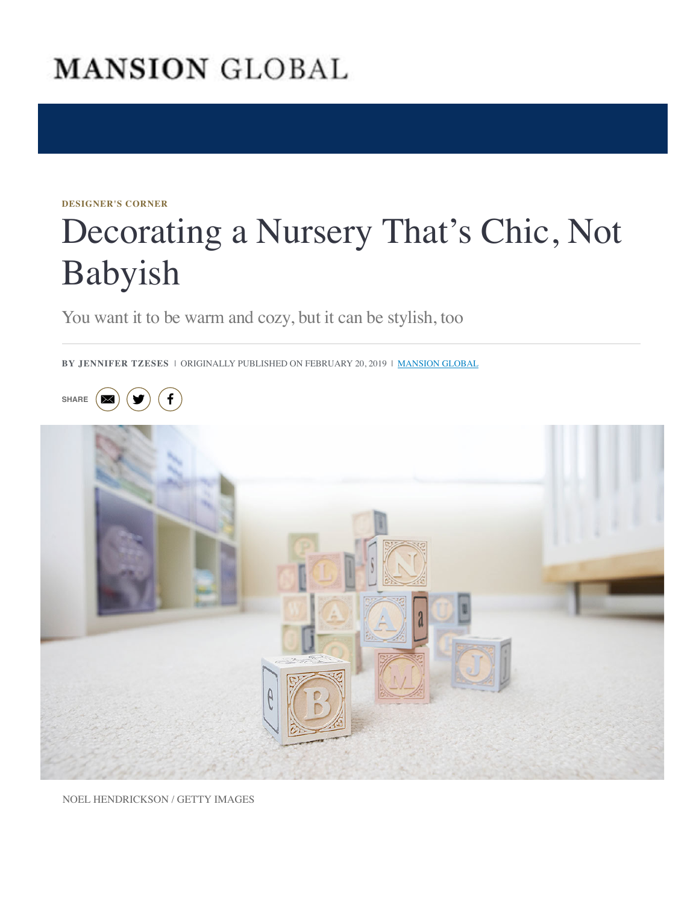MANSION GLOBAL

DESIGNER'S CORNER

# Decorating a Nursery That's Chic, Not Babyish

You want it to be warm and cozy, but it can be stylish, too

BY JENNIFER TZESES | ORIGINALLY PUBLISHED ON FEBRUARY 20, 2019 | MANSION GLOBAL

SHARE

NOEL HENDRICKSON / GETTY IMAGES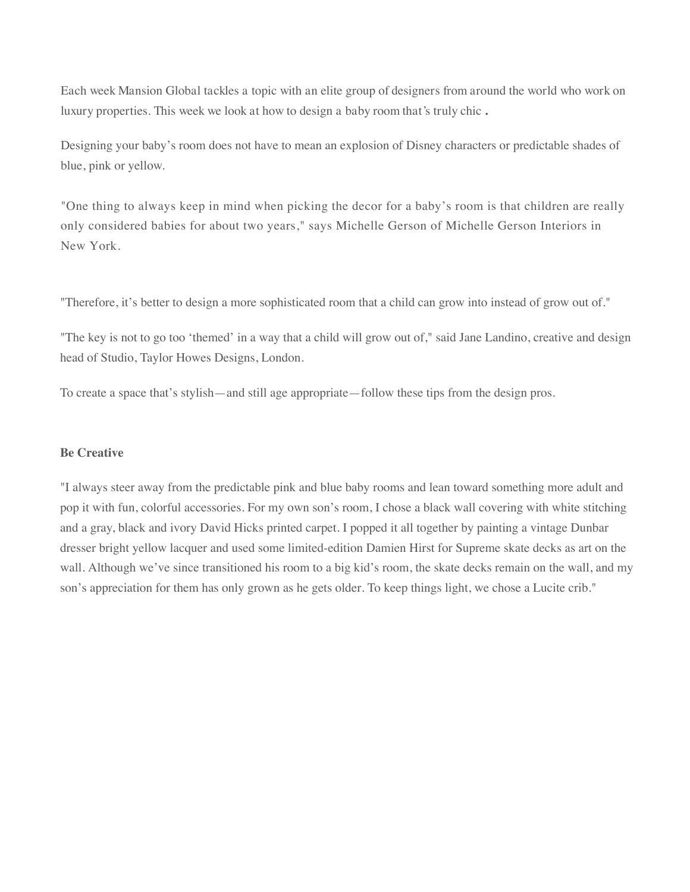Each week Mansion Global tackles a topic with an elite group of designers from around the world who work on luxury properties. This week we look at how to design a baby room that's truly chic .

Designing your baby's room does not have to mean an explosion of Disney characters or predictable shades of blue, pink or yellow.

"One thing to always keep in mind when picking the decor for a baby's room is that children are really only considered babies for about two years," says Michelle Gerson of Michelle Gerson Interiors in New York.

"Therefore, it's better to design a more sophisticated room that a child can grow into instead of grow out of."

"The key is not to go too 'themed' in a way that a child will grow out of," said Jane Landino, creative and design head of Studio, Taylor Howes Designs, London.

To create a space that's stylish—and still age appropriate—follow these tips from the design pros.

**Be Creative**

"I always steer away from the predictable pink and blue baby rooms and lean toward something more adult and pop it with fun, colorful accessories. For my own son's room, I chose a black wall covering with white stitching and a gray, black and ivory David Hicks printed carpet. I popped it all together by painting a vintage Dunbar dresser bright yellow lacquer and used some limited-edition Damien Hirst for Supreme skate decks as art on the wall. Although we've since transitioned his room to a big kid's room, the skate decks remain on the wall, and my son's appreciation for them has only grown as he gets older. To keep things light, we chose a Lucite crib."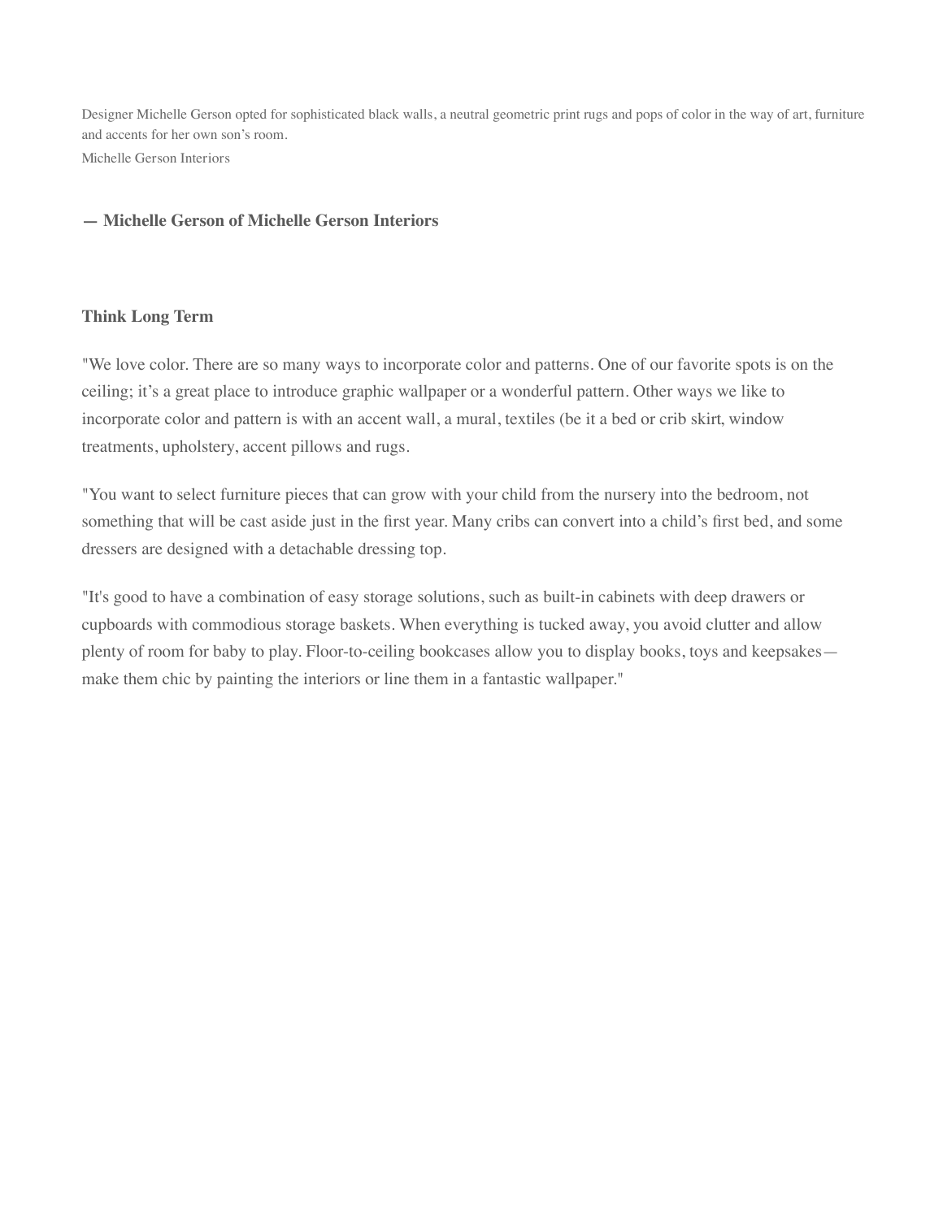Designer Michelle Gerson opted for sophisticated black walls, a neutral geometric print rugs and pops of color in the way of art, furniture and accents for her own son's room.

Michelle Gerson Interiors

**— Michelle Gerson of Michelle Gerson Interiors**

### Think Long Term

"We love color. There are so many ways to incorporate color and patterns. One of our favorite spots is on the ceiling; it's a great place to introduce graphic wallpaper or a wonderful pattern. Other ways we like to incorporate color and pattern is with an accent wall, a mural, textiles (be it a bed or crib skirt, window treatments, upholstery, accent pillows and rugs.

"You want to select furniture pieces that can grow with your child from the nursery into the bedroom, not something that will be cast aside just in the first year. Many cribs can convert into a child's first bed, and some dressers are designed with a detachable dressing top.

"It's good to have a combination of easy storage solutions, such as built-in cabinets with deep drawers or cupboards with commodious storage baskets. When everything is tucked away, you avoid clutter and allow plenty of room for baby to play. Floor-to-ceiling bookcases allow you to display books, toys and keepsakes—make them chic by painting the interiors or line them in a fantastic wallpaper."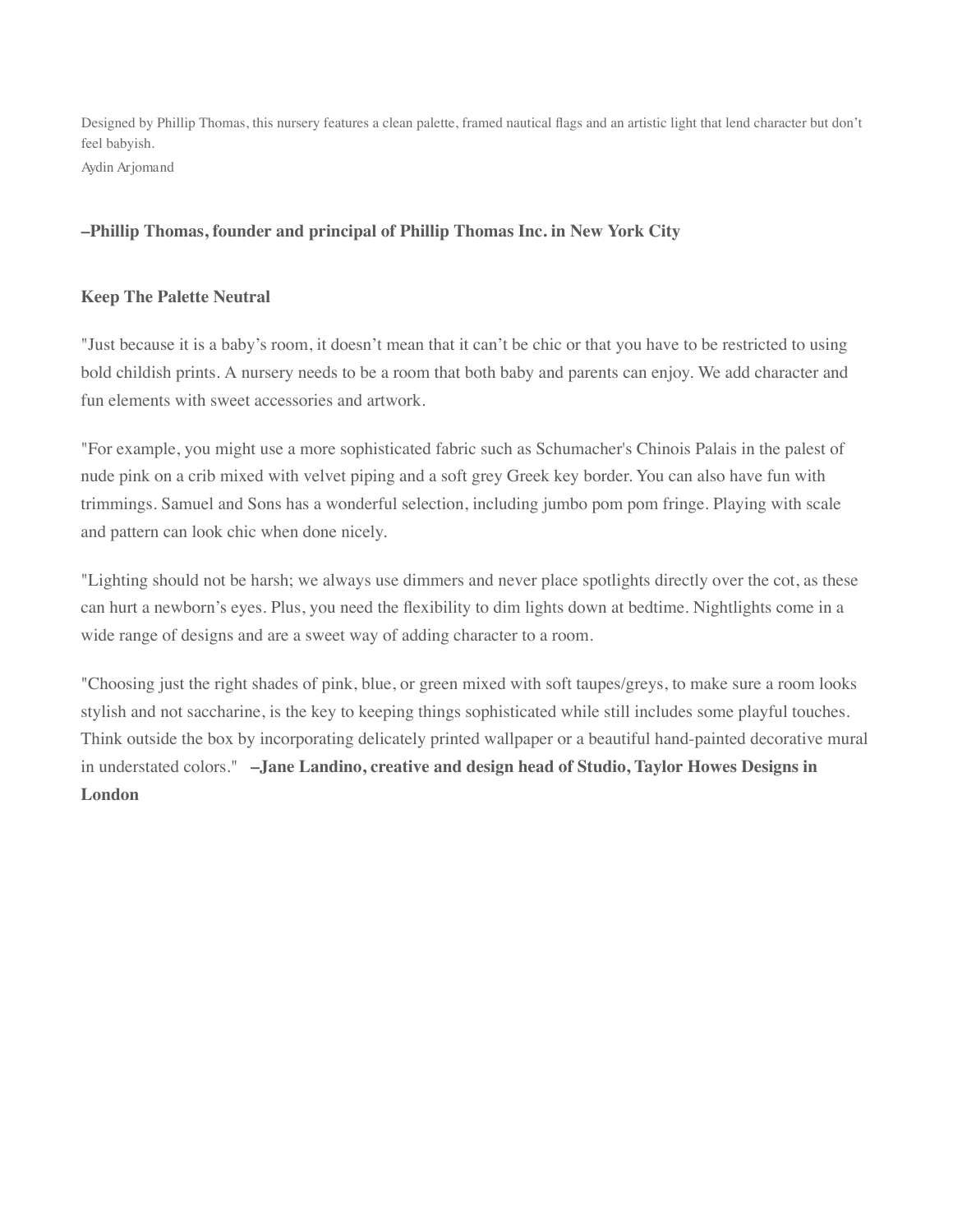Designed by Phillip Thomas, this nursery features a clean palette, framed nautical flags and an artistic light that lend character but don't feel babyish.
Aydin Arjomand

**–Phillip Thomas, founder and principal of Phillip Thomas Inc. in New York City**

**Keep The Palette Neutral**

"Just because it is a baby's room, it doesn't mean that it can't be chic or that you have to be restricted to using bold childish prints. A nursery needs to be a room that both baby and parents can enjoy. We add character and fun elements with sweet accessories and artwork.

"For example, you might use a more sophisticated fabric such as Schumacher's Chinois Palais in the palest of nude pink on a crib mixed with velvet piping and a soft grey Greek key border. You can also have fun with trimmings. Samuel and Sons has a wonderful selection, including jumbo pom pom fringe. Playing with scale and pattern can look chic when done nicely.

"Lighting should not be harsh; we always use dimmers and never place spotlights directly over the cot, as these can hurt a newborn's eyes. Plus, you need the flexibility to dim lights down at bedtime. Nightlights come in a wide range of designs and are a sweet way of adding character to a room.

"Choosing just the right shades of pink, blue, or green mixed with soft taupes/greys, to make sure a room looks stylish and not saccharine, is the key to keeping things sophisticated while still includes some playful touches. Think outside the box by incorporating delicately printed wallpaper or a beautiful hand-painted decorative mural in understated colors." **–Jane Landino, creative and design head of Studio, Taylor Howes Designs in London**